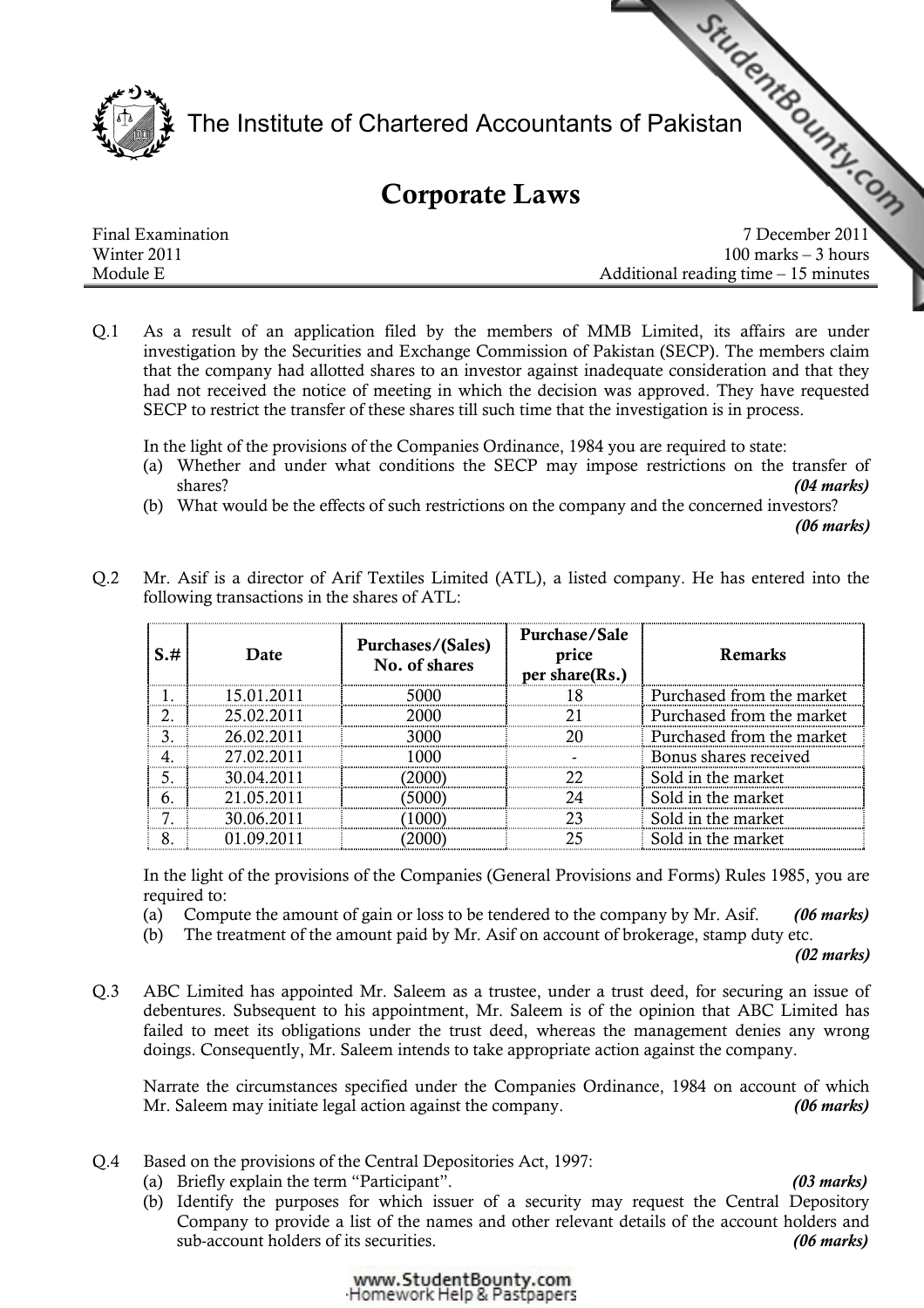The Institute of Chartered Accountants of Pakistan

# Corporate Laws

Final Examination — 7 December 2011
Winter 2011 — 100 marks – 3 hours
Module E — Additional reading time – 15 minutes

Q.1 As a result of an application filed by the members of MMB Limited, its affairs are under investigation by the Securities and Exchange Commission of Pakistan (SECP). The members claim that the company had allotted shares to an investor against inadequate consideration and that they had not received the notice of meeting in which the decision was approved. They have requested SECP to restrict the transfer of these shares till such time that the investigation is in process.

In the light of the provisions of the Companies Ordinance, 1984 you are required to state:

(a) Whether and under what conditions the SECP may impose restrictions on the transfer of shares? *(04 marks)*

(b) What would be the effects of such restrictions on the company and the concerned investors? *(06 marks)*

Q.2 Mr. Asif is a director of Arif Textiles Limited (ATL), a listed company. He has entered into the following transactions in the shares of ATL:

| S.# | Date | Purchases/(Sales) No. of shares | Purchase/Sale price per share(Rs.) | Remarks |
|---|---|---|---|---|
| 1. | 15.01.2011 | 5000 | 18 | Purchased from the market |
| 2. | 25.02.2011 | 2000 | 21 | Purchased from the market |
| 3. | 26.02.2011 | 3000 | 20 | Purchased from the market |
| 4. | 27.02.2011 | 1000 | - | Bonus shares received |
| 5. | 30.04.2011 | (2000) | 22 | Sold in the market |
| 6. | 21.05.2011 | (5000) | 24 | Sold in the market |
| 7. | 30.06.2011 | (1000) | 23 | Sold in the market |
| 8. | 01.09.2011 | (2000) | 25 | Sold in the market |

In the light of the provisions of the Companies (General Provisions and Forms) Rules 1985, you are required to:

(a) Compute the amount of gain or loss to be tendered to the company by Mr. Asif. *(06 marks)*

(b) The treatment of the amount paid by Mr. Asif on account of brokerage, stamp duty etc. *(02 marks)*

Q.3 ABC Limited has appointed Mr. Saleem as a trustee, under a trust deed, for securing an issue of debentures. Subsequent to his appointment, Mr. Saleem is of the opinion that ABC Limited has failed to meet its obligations under the trust deed, whereas the management denies any wrong doings. Consequently, Mr. Saleem intends to take appropriate action against the company.

Narrate the circumstances specified under the Companies Ordinance, 1984 on account of which Mr. Saleem may initiate legal action against the company. *(06 marks)*

Q.4 Based on the provisions of the Central Depositories Act, 1997:

(a) Briefly explain the term "Participant". *(03 marks)*

(b) Identify the purposes for which issuer of a security may request the Central Depository Company to provide a list of the names and other relevant details of the account holders and sub-account holders of its securities. *(06 marks)*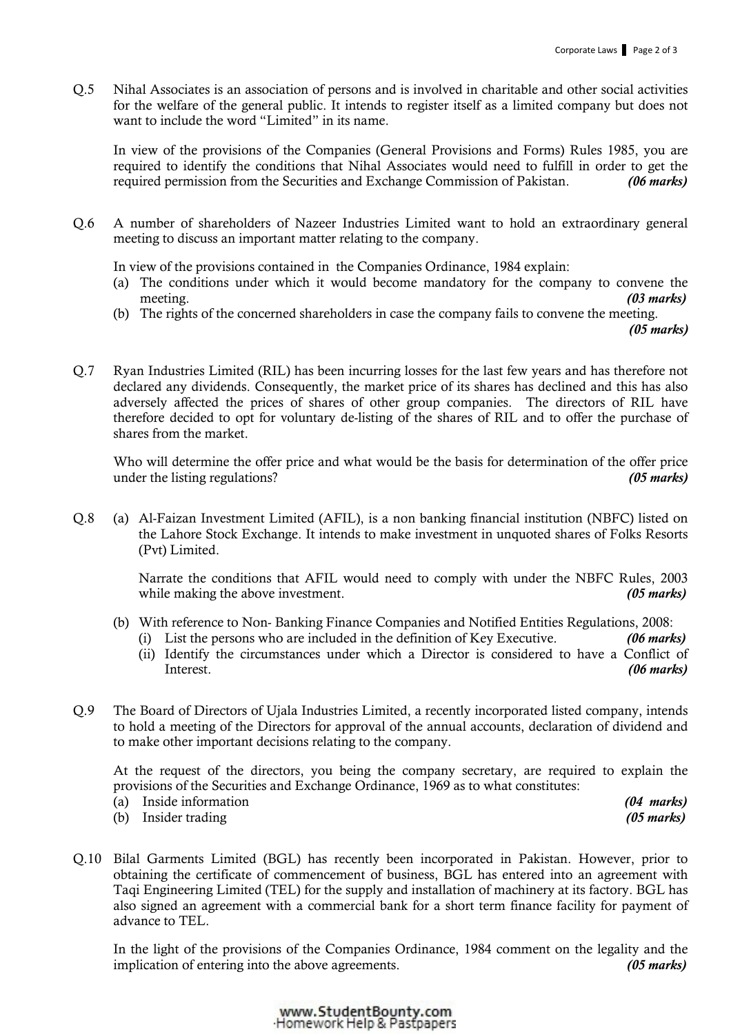Q.5 Nihal Associates is an association of persons and is involved in charitable and other social activities for the welfare of the general public. It intends to register itself as a limited company but does not want to include the word "Limited" in its name.

In view of the provisions of the Companies (General Provisions and Forms) Rules 1985, you are required to identify the conditions that Nihal Associates would need to fulfill in order to get the required permission from the Securities and Exchange Commission of Pakistan. ***(06 marks)***

Q.6 A number of shareholders of Nazeer Industries Limited want to hold an extraordinary general meeting to discuss an important matter relating to the company.

In view of the provisions contained in the Companies Ordinance, 1984 explain:

(a) The conditions under which it would become mandatory for the company to convene the meeting. ***(03 marks)***

(b) The rights of the concerned shareholders in case the company fails to convene the meeting. ***(05 marks)***

Q.7 Ryan Industries Limited (RIL) has been incurring losses for the last few years and has therefore not declared any dividends. Consequently, the market price of its shares has declined and this has also adversely affected the prices of shares of other group companies. The directors of RIL have therefore decided to opt for voluntary de-listing of the shares of RIL and to offer the purchase of shares from the market.

Who will determine the offer price and what would be the basis for determination of the offer price under the listing regulations? ***(05 marks)***

Q.8 (a) Al-Faizan Investment Limited (AFIL), is a non banking financial institution (NBFC) listed on the Lahore Stock Exchange. It intends to make investment in unquoted shares of Folks Resorts (Pvt) Limited.

Narrate the conditions that AFIL would need to comply with under the NBFC Rules, 2003 while making the above investment. ***(05 marks)***

(b) With reference to Non- Banking Finance Companies and Notified Entities Regulations, 2008:

(i) List the persons who are included in the definition of Key Executive. ***(06 marks)***

(ii) Identify the circumstances under which a Director is considered to have a Conflict of Interest. ***(06 marks)***

Q.9 The Board of Directors of Ujala Industries Limited, a recently incorporated listed company, intends to hold a meeting of the Directors for approval of the annual accounts, declaration of dividend and to make other important decisions relating to the company.

At the request of the directors, you being the company secretary, are required to explain the provisions of the Securities and Exchange Ordinance, 1969 as to what constitutes:

(a) Inside information ***(04 marks)***

(b) Insider trading ***(05 marks)***

Q.10 Bilal Garments Limited (BGL) has recently been incorporated in Pakistan. However, prior to obtaining the certificate of commencement of business, BGL has entered into an agreement with Taqi Engineering Limited (TEL) for the supply and installation of machinery at its factory. BGL has also signed an agreement with a commercial bank for a short term finance facility for payment of advance to TEL.

In the light of the provisions of the Companies Ordinance, 1984 comment on the legality and the implication of entering into the above agreements. ***(05 marks)***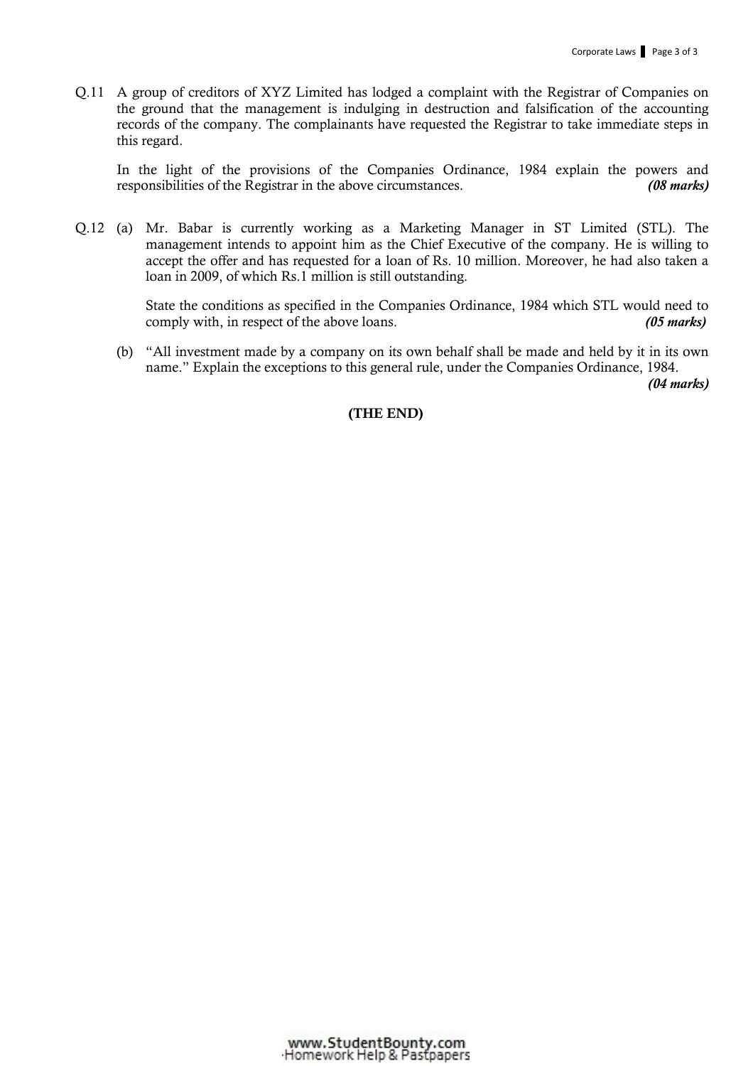Q.11 A group of creditors of XYZ Limited has lodged a complaint with the Registrar of Companies on the ground that the management is indulging in destruction and falsification of the accounting records of the company. The complainants have requested the Registrar to take immediate steps in this regard.

In the light of the provisions of the Companies Ordinance, 1984 explain the powers and responsibilities of the Registrar in the above circumstances. ***(08 marks)***

Q.12 (a) Mr. Babar is currently working as a Marketing Manager in ST Limited (STL). The management intends to appoint him as the Chief Executive of the company. He is willing to accept the offer and has requested for a loan of Rs. 10 million. Moreover, he had also taken a loan in 2009, of which Rs.1 million is still outstanding.

State the conditions as specified in the Companies Ordinance, 1984 which STL would need to comply with, in respect of the above loans. ***(05 marks)***

(b) "All investment made by a company on its own behalf shall be made and held by it in its own name." Explain the exceptions to this general rule, under the Companies Ordinance, 1984. ***(04 marks)***

**(THE END)**